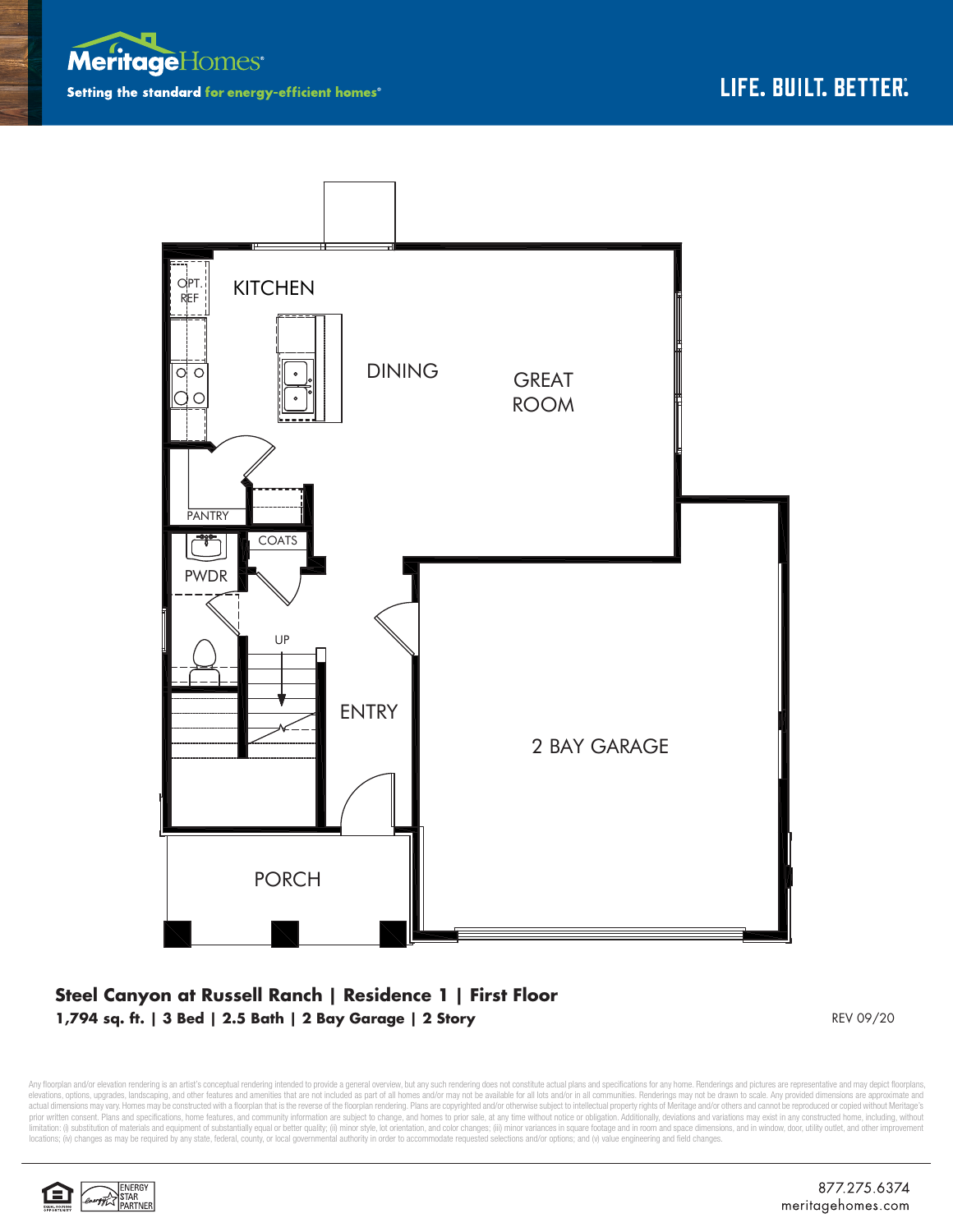Meritage Homes

Setting the standard for energy-efficient homes®

LIFE. BUILT. BETTER.®

OPT. REF

KITCHEN

DINING

GREAT ROOM

PANTRY

COATS

PWDR

UP

ENTRY

2 BAY GARAGE

PORCH

**Steel Canyon at Russell Ranch | Residence 1 | First Floor**

**1,794 sq. ft. | 3 Bed | 2.5 Bath | 2 Bay Garage | 2 Story**

REV 09/20

Any floorplan and/or elevation rendering is an artist's conceptual rendering intended to provide a general overview, but any such rendering does not constitute actual plans and specifications for any home. Renderings and pictures are representative and may depict floorplans, elevations, options, upgrades, landscaping, and other features and amenities that are not included as part of all homes and/or may not be available for all lots and/or in all communities. Renderings may not be drawn to scale. Any provided dimensions are approximate and actual dimensions may vary. Homes may be constructed with a floorplan that is the reverse of the floorplan rendering. Plans are copyrighted and/or otherwise subject to intellectual property rights of Meritage and/or others and cannot be reproduced or copied without Meritage's prior written consent. Plans and specifications, home features, and community information are subject to change, and homes to prior sale, at any time without notice or obligation. Additionally, deviations and variations may exist in any constructed home, including, without limitation: (i) substitution of materials and equipment of substantially equal or better quality; (ii) minor style, lot orientation, and color changes; (iii) minor variances in square footage and in room and space dimensions, and in window, door, utility outlet, and other improvement locations; (iv) changes as may be required by any state, federal, county, or local governmental authority in order to accommodate requested selections and/or options; and (v) value engineering and field changes.

ENERGY STAR PARTNER

877.275.6374

meritagehomes.com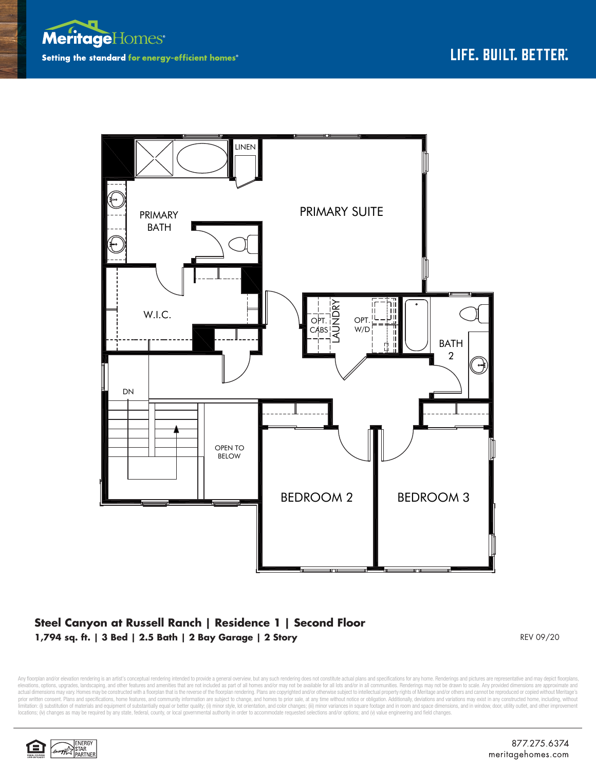Meritage Homes

Setting the standard for energy-efficient homes®

LIFE. BUILT. BETTER.®

LINEN

PRIMARY SUITE

PRIMARY BATH

W.I.C.

OPT. CABS

LAUNDRY

OPT. W/D

BATH 2

DN

OPEN TO BELOW

BEDROOM 2

BEDROOM 3

## Steel Canyon at Russell Ranch | Residence 1 | Second Floor

**1,794 sq. ft. | 3 Bed | 2.5 Bath | 2 Bay Garage | 2 Story**

REV 09/20

Any floorplan and/or elevation rendering is an artist's conceptual rendering intended to provide a general overview, but any such rendering does not constitute actual plans and specifications for any home. Renderings and pictures are representative and may depict floorplans, elevations, options, upgrades, landscaping, and other features and amenities that are not included as part of all homes and/or may not be available for all lots and/or in all communities. Renderings may not be drawn to scale. Any provided dimensions are approximate and actual dimensions may vary. Homes may be constructed with a floorplan that is the reverse of the floorplan rendering. Plans are copyrighted and/or otherwise subject to intellectual property rights of Meritage and/or others and cannot be reproduced or copied without Meritage's prior written consent. Plans and specifications, home features, and community information are subject to change, and homes to prior sale, at any time without notice or obligation. Additionally, deviations and variations may exist in any constructed home, including, without limitation: (i) substitution of materials and equipment of substantially equal or better quality; (ii) minor style, lot orientation, and color changes; (iii) minor variances in square footage and in room and space dimensions, and in window, door, utility outlet, and other improvement locations; (iv) changes as may be required by any state, federal, county, or local governmental authority in order to accommodate requested selections and/or options; and (v) value engineering and field changes.

ENERGY STAR PARTNER

877.275.6374

meritagehomes.com